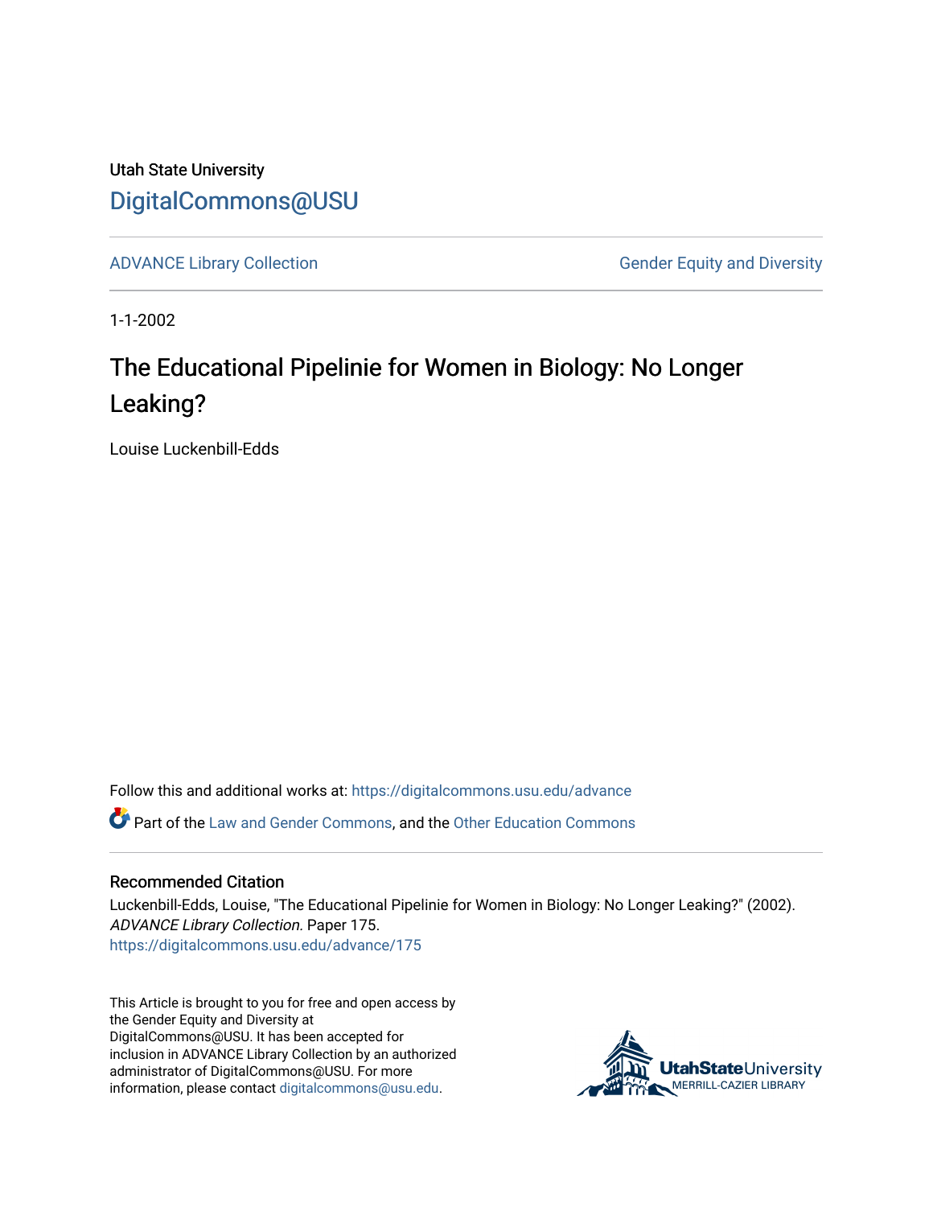Utah State University

# DigitalCommons@USU

ADVANCE Library Collection | Gender Equity and Diversity

1-1-2002

## The Educational Pipelinie for Women in Biology: No Longer Leaking?

Louise Luckenbill-Edds

Follow this and additional works at: https://digitalcommons.usu.edu/advance

Part of the Law and Gender Commons, and the Other Education Commons

### Recommended Citation

Luckenbill-Edds, Louise, "The Educational Pipelinie for Women in Biology: No Longer Leaking?" (2002). *ADVANCE Library Collection.* Paper 175.
https://digitalcommons.usu.edu/advance/175

This Article is brought to you for free and open access by the Gender Equity and Diversity at DigitalCommons@USU. It has been accepted for inclusion in ADVANCE Library Collection by an authorized administrator of DigitalCommons@USU. For more information, please contact digitalcommons@usu.edu.

UtahStateUniversity
MERRILL-CAZIER LIBRARY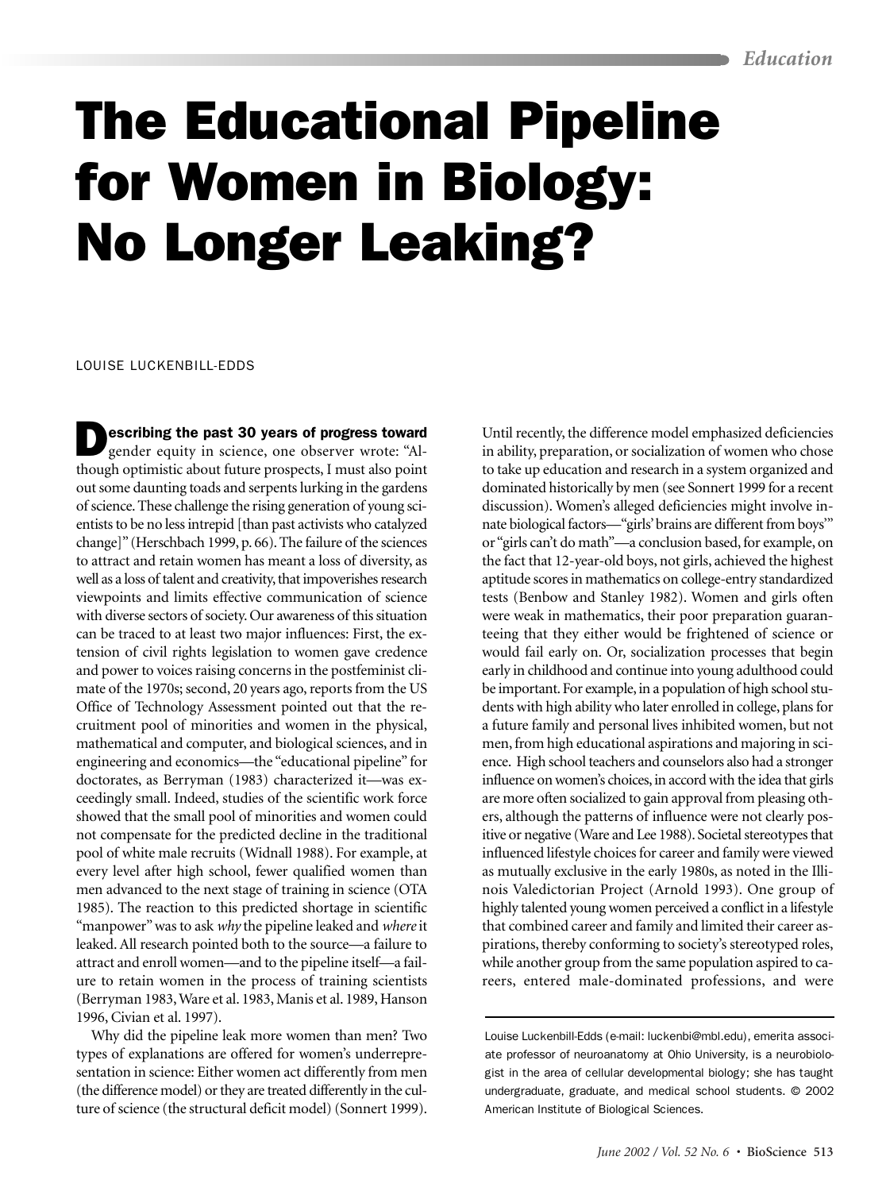# The Educational Pipeline for Women in Biology: No Longer Leaking?

LOUISE LUCKENBILL-EDDS

**Describing the past 30 years of progress toward** gender equity in science, one observer wrote: "Although optimistic about future prospects, I must also point out some daunting toads and serpents lurking in the gardens of science. These challenge the rising generation of young scientists to be no less intrepid [than past activists who catalyzed change]" (Herschbach 1999, p. 66). The failure of the sciences to attract and retain women has meant a loss of diversity, as well as a loss of talent and creativity, that impoverishes research viewpoints and limits effective communication of science with diverse sectors of society. Our awareness of this situation can be traced to at least two major influences: First, the extension of civil rights legislation to women gave credence and power to voices raising concerns in the postfeminist climate of the 1970s; second, 20 years ago, reports from the US Office of Technology Assessment pointed out that the recruitment pool of minorities and women in the physical, mathematical and computer, and biological sciences, and in engineering and economics—the "educational pipeline" for doctorates, as Berryman (1983) characterized it—was exceedingly small. Indeed, studies of the scientific work force showed that the small pool of minorities and women could not compensate for the predicted decline in the traditional pool of white male recruits (Widnall 1988). For example, at every level after high school, fewer qualified women than men advanced to the next stage of training in science (OTA 1985). The reaction to this predicted shortage in scientific "manpower" was to ask *why* the pipeline leaked and *where* it leaked. All research pointed both to the source—a failure to attract and enroll women—and to the pipeline itself—a failure to retain women in the process of training scientists (Berryman 1983, Ware et al. 1983, Manis et al. 1989, Hanson 1996, Civian et al. 1997).

Why did the pipeline leak more women than men? Two types of explanations are offered for women's underrepresentation in science: Either women act differently from men (the difference model) or they are treated differently in the culture of science (the structural deficit model) (Sonnert 1999). Until recently, the difference model emphasized deficiencies in ability, preparation, or socialization of women who chose to take up education and research in a system organized and dominated historically by men (see Sonnert 1999 for a recent discussion). Women's alleged deficiencies might involve innate biological factors—"girls' brains are different from boys'" or "girls can't do math"—a conclusion based, for example, on the fact that 12-year-old boys, not girls, achieved the highest aptitude scores in mathematics on college-entry standardized tests (Benbow and Stanley 1982). Women and girls often were weak in mathematics, their poor preparation guaranteeing that they either would be frightened of science or would fail early on. Or, socialization processes that begin early in childhood and continue into young adulthood could be important. For example, in a population of high school students with high ability who later enrolled in college, plans for a future family and personal lives inhibited women, but not men, from high educational aspirations and majoring in science. High school teachers and counselors also had a stronger influence on women's choices, in accord with the idea that girls are more often socialized to gain approval from pleasing others, although the patterns of influence were not clearly positive or negative (Ware and Lee 1988). Societal stereotypes that influenced lifestyle choices for career and family were viewed as mutually exclusive in the early 1980s, as noted in the Illinois Valedictorian Project (Arnold 1993). One group of highly talented young women perceived a conflict in a lifestyle that combined career and family and limited their career aspirations, thereby conforming to society's stereotyped roles, while another group from the same population aspired to careers, entered male-dominated professions, and were

Louise Luckenbill-Edds (e-mail: luckenbi@mbl.edu), emerita associate professor of neuroanatomy at Ohio University, is a neurobiologist in the area of cellular developmental biology; she has taught undergraduate, graduate, and medical school students. © 2002 American Institute of Biological Sciences.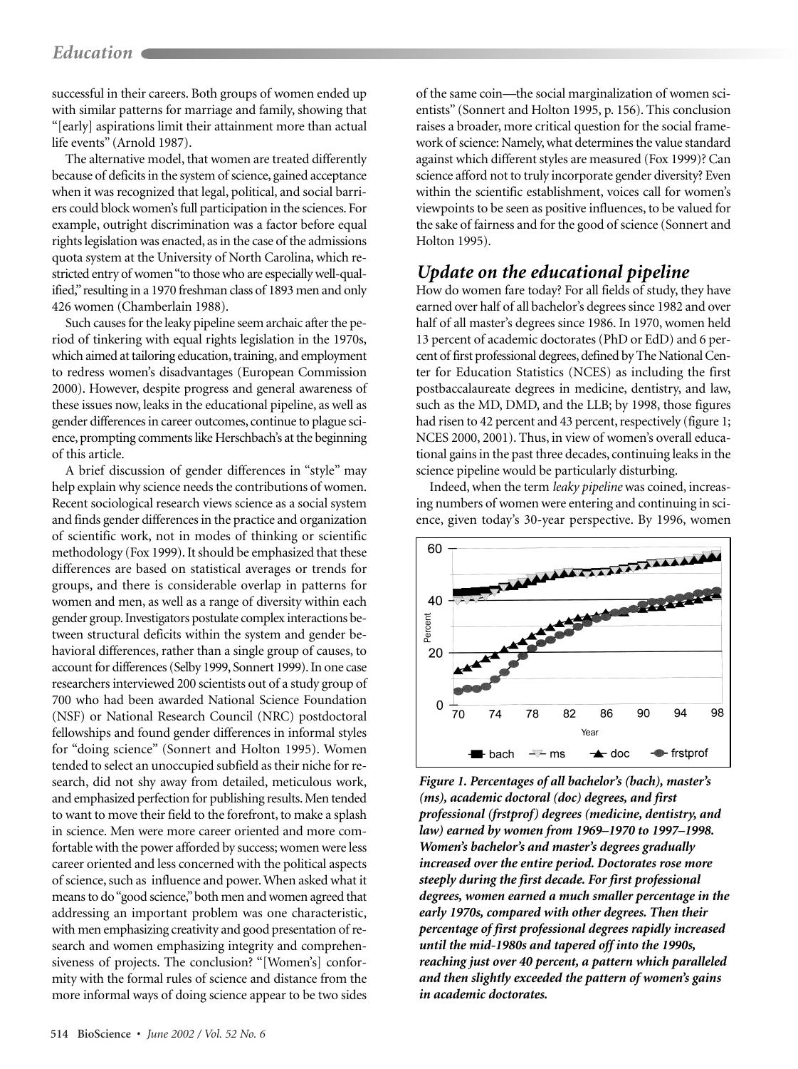successful in their careers. Both groups of women ended up with similar patterns for marriage and family, showing that "[early] aspirations limit their attainment more than actual life events" (Arnold 1987).

The alternative model, that women are treated differently because of deficits in the system of science, gained acceptance when it was recognized that legal, political, and social barriers could block women's full participation in the sciences. For example, outright discrimination was a factor before equal rights legislation was enacted, as in the case of the admissions quota system at the University of North Carolina, which restricted entry of women "to those who are especially well-qualified," resulting in a 1970 freshman class of 1893 men and only 426 women (Chamberlain 1988).

Such causes for the leaky pipeline seem archaic after the period of tinkering with equal rights legislation in the 1970s, which aimed at tailoring education, training, and employment to redress women's disadvantages (European Commission 2000). However, despite progress and general awareness of these issues now, leaks in the educational pipeline, as well as gender differences in career outcomes, continue to plague science, prompting comments like Herschbach's at the beginning of this article.

A brief discussion of gender differences in "style" may help explain why science needs the contributions of women. Recent sociological research views science as a social system and finds gender differences in the practice and organization of scientific work, not in modes of thinking or scientific methodology (Fox 1999). It should be emphasized that these differences are based on statistical averages or trends for groups, and there is considerable overlap in patterns for women and men, as well as a range of diversity within each gender group. Investigators postulate complex interactions between structural deficits within the system and gender behavioral differences, rather than a single group of causes, to account for differences (Selby 1999, Sonnert 1999). In one case researchers interviewed 200 scientists out of a study group of 700 who had been awarded National Science Foundation (NSF) or National Research Council (NRC) postdoctoral fellowships and found gender differences in informal styles for "doing science" (Sonnert and Holton 1995). Women tended to select an unoccupied subfield as their niche for research, did not shy away from detailed, meticulous work, and emphasized perfection for publishing results. Men tended to want to move their field to the forefront, to make a splash in science. Men were more career oriented and more comfortable with the power afforded by success; women were less career oriented and less concerned with the political aspects of science, such as influence and power. When asked what it means to do "good science," both men and women agreed that addressing an important problem was one characteristic, with men emphasizing creativity and good presentation of research and women emphasizing integrity and comprehensiveness of projects. The conclusion? "[Women's] conformity with the formal rules of science and distance from the more informal ways of doing science appear to be two sides of the same coin—the social marginalization of women scientists" (Sonnert and Holton 1995, p. 156). This conclusion raises a broader, more critical question for the social framework of science: Namely, what determines the value standard against which different styles are measured (Fox 1999)? Can science afford not to truly incorporate gender diversity? Even within the scientific establishment, voices call for women's viewpoints to be seen as positive influences, to be valued for the sake of fairness and for the good of science (Sonnert and Holton 1995).

## *Update on the educational pipeline*

How do women fare today? For all fields of study, they have earned over half of all bachelor's degrees since 1982 and over half of all master's degrees since 1986. In 1970, women held 13 percent of academic doctorates (PhD or EdD) and 6 percent of first professional degrees, defined by The National Center for Education Statistics (NCES) as including the first postbaccalaureate degrees in medicine, dentistry, and law, such as the MD, DMD, and the LLB; by 1998, those figures had risen to 42 percent and 43 percent, respectively (figure 1; NCES 2000, 2001). Thus, in view of women's overall educational gains in the past three decades, continuing leaks in the science pipeline would be particularly disturbing.

Indeed, when the term *leaky pipeline* was coined, increasing numbers of women were entering and continuing in science, given today's 30-year perspective. By 1996, women

Percent
60
40
20
0
70 74 78 82 86 90 94 98
Year
bach ms doc frstprof

***Figure 1. Percentages of all bachelor's (bach), master's (ms), academic doctoral (doc) degrees, and first professional (frstprof) degrees (medicine, dentistry, and law) earned by women from 1969–1970 to 1997–1998. Women's bachelor's and master's degrees gradually increased over the entire period. Doctorates rose more steeply during the first decade. For first professional degrees, women earned a much smaller percentage in the early 1970s, compared with other degrees. Then their percentage of first professional degrees rapidly increased until the mid-1980s and tapered off into the 1990s, reaching just over 40 percent, a pattern which paralleled and then slightly exceeded the pattern of women's gains in academic doctorates.***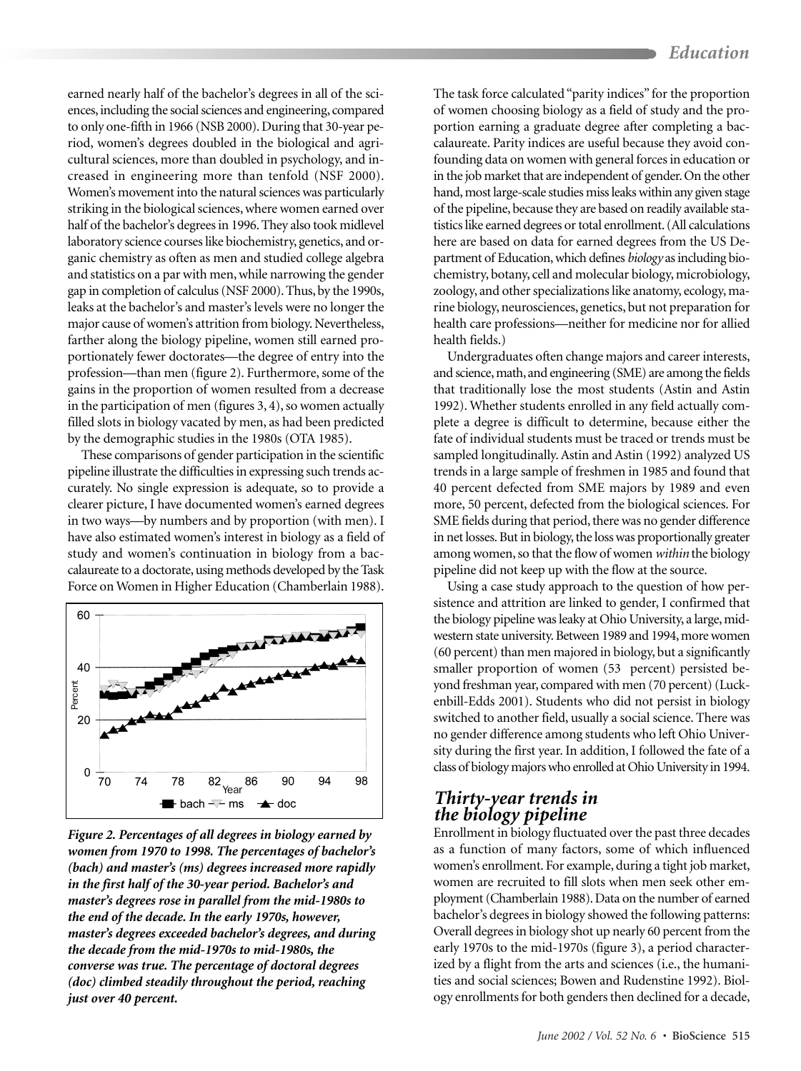earned nearly half of the bachelor's degrees in all of the sciences, including the social sciences and engineering, compared to only one-fifth in 1966 (NSB 2000). During that 30-year period, women's degrees doubled in the biological and agricultural sciences, more than doubled in psychology, and increased in engineering more than tenfold (NSF 2000). Women's movement into the natural sciences was particularly striking in the biological sciences, where women earned over half of the bachelor's degrees in 1996. They also took midlevel laboratory science courses like biochemistry, genetics, and organic chemistry as often as men and studied college algebra and statistics on a par with men, while narrowing the gender gap in completion of calculus (NSF 2000). Thus, by the 1990s, leaks at the bachelor's and master's levels were no longer the major cause of women's attrition from biology. Nevertheless, farther along the biology pipeline, women still earned proportionately fewer doctorates—the degree of entry into the profession—than men (figure 2). Furthermore, some of the gains in the proportion of women resulted from a decrease in the participation of men (figures 3, 4), so women actually filled slots in biology vacated by men, as had been predicted by the demographic studies in the 1980s (OTA 1985).

These comparisons of gender participation in the scientific pipeline illustrate the difficulties in expressing such trends accurately. No single expression is adequate, so to provide a clearer picture, I have documented women's earned degrees in two ways—by numbers and by proportion (with men). I have also estimated women's interest in biology as a field of study and women's continuation in biology from a baccalaureate to a doctorate, using methods developed by the Task Force on Women in Higher Education (Chamberlain 1988).

***Figure 2. Percentages of all degrees in biology earned by women from 1970 to 1998. The percentages of bachelor's (bach) and master's (ms) degrees increased more rapidly in the first half of the 30-year period. Bachelor's and master's degrees rose in parallel from the mid-1980s to the end of the decade. In the early 1970s, however, master's degrees exceeded bachelor's degrees, and during the decade from the mid-1970s to mid-1980s, the converse was true. The percentage of doctoral degrees (doc) climbed steadily throughout the period, reaching just over 40 percent.***

The task force calculated "parity indices" for the proportion of women choosing biology as a field of study and the proportion earning a graduate degree after completing a baccalaureate. Parity indices are useful because they avoid confounding data on women with general forces in education or in the job market that are independent of gender. On the other hand, most large-scale studies miss leaks within any given stage of the pipeline, because they are based on readily available statistics like earned degrees or total enrollment. (All calculations here are based on data for earned degrees from the US Department of Education, which defines *biology* as including biochemistry, botany, cell and molecular biology, microbiology, zoology, and other specializations like anatomy, ecology, marine biology, neurosciences, genetics, but not preparation for health care professions—neither for medicine nor for allied health fields.)

Undergraduates often change majors and career interests, and science, math, and engineering (SME) are among the fields that traditionally lose the most students (Astin and Astin 1992). Whether students enrolled in any field actually complete a degree is difficult to determine, because either the fate of individual students must be traced or trends must be sampled longitudinally. Astin and Astin (1992) analyzed US trends in a large sample of freshmen in 1985 and found that 40 percent defected from SME majors by 1989 and even more, 50 percent, defected from the biological sciences. For SME fields during that period, there was no gender difference in net losses. But in biology, the loss was proportionally greater among women, so that the flow of women *within* the biology pipeline did not keep up with the flow at the source.

Using a case study approach to the question of how persistence and attrition are linked to gender, I confirmed that the biology pipeline was leaky at Ohio University, a large, midwestern state university. Between 1989 and 1994, more women (60 percent) than men majored in biology, but a significantly smaller proportion of women (53 percent) persisted beyond freshman year, compared with men (70 percent) (Luckenbill-Edds 2001). Students who did not persist in biology switched to another field, usually a social science. There was no gender difference among students who left Ohio University during the first year. In addition, I followed the fate of a class of biology majors who enrolled at Ohio University in 1994.

## Thirty-year trends in the biology pipeline

Enrollment in biology fluctuated over the past three decades as a function of many factors, some of which influenced women's enrollment. For example, during a tight job market, women are recruited to fill slots when men seek other employment (Chamberlain 1988). Data on the number of earned bachelor's degrees in biology showed the following patterns: Overall degrees in biology shot up nearly 60 percent from the early 1970s to the mid-1970s (figure 3), a period characterized by a flight from the arts and sciences (i.e., the humanities and social sciences; Bowen and Rudenstine 1992). Biology enrollments for both genders then declined for a decade,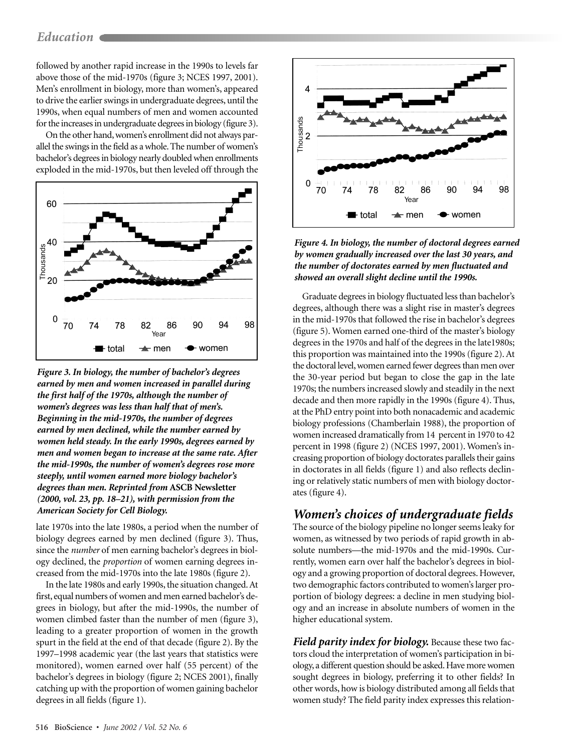followed by another rapid increase in the 1990s to levels far above those of the mid-1970s (figure 3; NCES 1997, 2001). Men's enrollment in biology, more than women's, appeared to drive the earlier swings in undergraduate degrees, until the 1990s, when equal numbers of men and women accounted for the increases in undergraduate degrees in biology (figure 3).

On the other hand, women's enrollment did not always parallel the swings in the field as a whole. The number of women's bachelor's degrees in biology nearly doubled when enrollments exploded in the mid-1970s, but then leveled off through the late 1970s into the late 1980s, a period when the number of biology degrees earned by men declined (figure 3). Thus, since the *number* of men earning bachelor's degrees in biology declined, the *proportion* of women earning degrees increased from the mid-1970s into the late 1980s (figure 2).

In the late 1980s and early 1990s, the situation changed. At first, equal numbers of women and men earned bachelor's degrees in biology, but after the mid-1990s, the number of women climbed faster than the number of men (figure 3), leading to a greater proportion of women in the growth spurt in the field at the end of that decade (figure 2). By the 1997–1998 academic year (the last years that statistics were monitored), women earned over half (55 percent) of the bachelor's degrees in biology (figure 2; NCES 2001), finally catching up with the proportion of women gaining bachelor degrees in all fields (figure 1).

***Figure 3. In biology, the number of bachelor's degrees earned by men and women increased in parallel during the first half of the 1970s, although the number of women's degrees was less than half that of men's. Beginning in the mid-1970s, the number of degrees earned by men declined, while the number earned by women held steady. In the early 1990s, degrees earned by men and women began to increase at the same rate. After the mid-1990s, the number of women's degrees rose more steeply, until women earned more biology bachelor's degrees than men. Reprinted from* ASCB Newsletter *(2000, vol. 23, pp. 18–21), with permission from the American Society for Cell Biology.***

***Figure 4. In biology, the number of doctoral degrees earned by women gradually increased over the last 30 years, and the number of doctorates earned by men fluctuated and showed an overall slight decline until the 1990s.***

Graduate degrees in biology fluctuated less than bachelor's degrees, although there was a slight rise in master's degrees in the mid-1970s that followed the rise in bachelor's degrees (figure 5). Women earned one-third of the master's biology degrees in the 1970s and half of the degrees in the late1980s; this proportion was maintained into the 1990s (figure 2). At the doctoral level, women earned fewer degrees than men over the 30-year period but began to close the gap in the late 1970s; the numbers increased slowly and steadily in the next decade and then more rapidly in the 1990s (figure 4). Thus, at the PhD entry point into both nonacademic and academic biology professions (Chamberlain 1988), the proportion of women increased dramatically from 14 percent in 1970 to 42 percent in 1998 (figure 2) (NCES 1997, 2001). Women's increasing proportion of biology doctorates parallels their gains in doctorates in all fields (figure 1) and also reflects declining or relatively static numbers of men with biology doctorates (figure 4).

## *Women's choices of undergraduate fields*

The source of the biology pipeline no longer seems leaky for women, as witnessed by two periods of rapid growth in absolute numbers—the mid-1970s and the mid-1990s. Currently, women earn over half the bachelor's degrees in biology and a growing proportion of doctoral degrees. However, two demographic factors contributed to women's larger proportion of biology degrees: a decline in men studying biology and an increase in absolute numbers of women in the higher educational system.

***Field parity index for biology.*** Because these two factors cloud the interpretation of women's participation in biology, a different question should be asked. Have more women sought degrees in biology, preferring it to other fields? In other words, how is biology distributed among all fields that women study? The field parity index expresses this relation-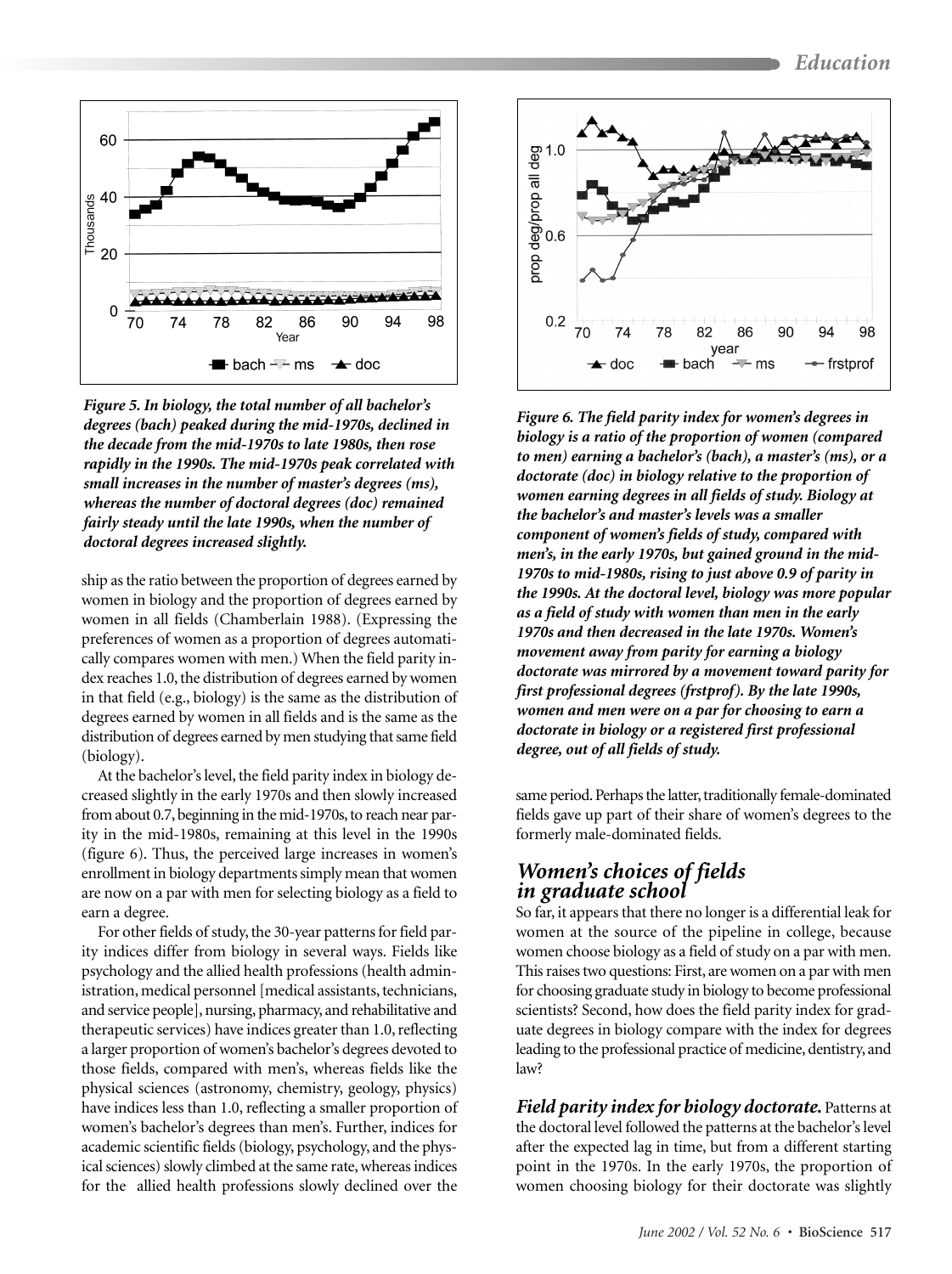*Figure 5. In biology, the total number of all bachelor's degrees (bach) peaked during the mid-1970s, declined in the decade from the mid-1970s to late 1980s, then rose rapidly in the 1990s. The mid-1970s peak correlated with small increases in the number of master's degrees (ms), whereas the number of doctoral degrees (doc) remained fairly steady until the late 1990s, when the number of doctoral degrees increased slightly.*

*Figure 6. The field parity index for women's degrees in biology is a ratio of the proportion of women (compared to men) earning a bachelor's (bach), a master's (ms), or a doctorate (doc) in biology relative to the proportion of women earning degrees in all fields of study. Biology at the bachelor's and master's levels was a smaller component of women's fields of study, compared with men's, in the early 1970s, but gained ground in the mid-1970s to mid-1980s, rising to just above 0.9 of parity in the 1990s. At the doctoral level, biology was more popular as a field of study with women than men in the early 1970s and then decreased in the late 1970s. Women's movement away from parity for earning a biology doctorate was mirrored by a movement toward parity for first professional degrees (frstprof). By the late 1990s, women and men were on a par for choosing to earn a doctorate in biology or a registered first professional degree, out of all fields of study.*

ship as the ratio between the proportion of degrees earned by women in biology and the proportion of degrees earned by women in all fields (Chamberlain 1988). (Expressing the preferences of women as a proportion of degrees automatically compares women with men.) When the field parity index reaches 1.0, the distribution of degrees earned by women in that field (e.g., biology) is the same as the distribution of degrees earned by women in all fields and is the same as the distribution of degrees earned by men studying that same field (biology).

At the bachelor's level, the field parity index in biology decreased slightly in the early 1970s and then slowly increased from about 0.7, beginning in the mid-1970s, to reach near parity in the mid-1980s, remaining at this level in the 1990s (figure 6). Thus, the perceived large increases in women's enrollment in biology departments simply mean that women are now on a par with men for selecting biology as a field to earn a degree.

For other fields of study, the 30-year patterns for field parity indices differ from biology in several ways. Fields like psychology and the allied health professions (health administration, medical personnel [medical assistants, technicians, and service people], nursing, pharmacy, and rehabilitative and therapeutic services) have indices greater than 1.0, reflecting a larger proportion of women's bachelor's degrees devoted to those fields, compared with men's, whereas fields like the physical sciences (astronomy, chemistry, geology, physics) have indices less than 1.0, reflecting a smaller proportion of women's bachelor's degrees than men's. Further, indices for academic scientific fields (biology, psychology, and the physical sciences) slowly climbed at the same rate, whereas indices for the allied health professions slowly declined over the same period. Perhaps the latter, traditionally female-dominated fields gave up part of their share of women's degrees to the formerly male-dominated fields.

## Women's choices of fields in graduate school

So far, it appears that there no longer is a differential leak for women at the source of the pipeline in college, because women choose biology as a field of study on a par with men. This raises two questions: First, are women on a par with men for choosing graduate study in biology to become professional scientists? Second, how does the field parity index for graduate degrees in biology compare with the index for degrees leading to the professional practice of medicine, dentistry, and law?

***Field parity index for biology doctorate.*** Patterns at the doctoral level followed the patterns at the bachelor's level after the expected lag in time, but from a different starting point in the 1970s. In the early 1970s, the proportion of women choosing biology for their doctorate was slightly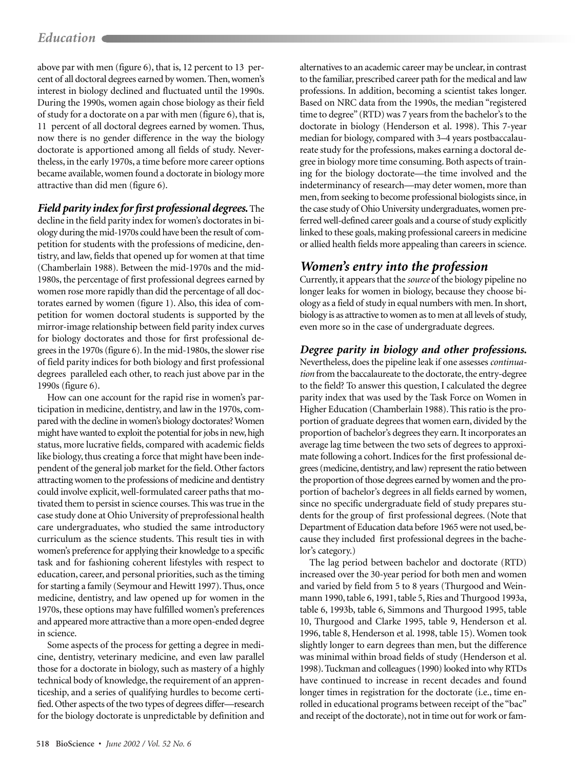above par with men (figure 6), that is, 12 percent to 13 percent of all doctoral degrees earned by women. Then, women's interest in biology declined and fluctuated until the 1990s. During the 1990s, women again chose biology as their field of study for a doctorate on a par with men (figure 6), that is, 11 percent of all doctoral degrees earned by women. Thus, now there is no gender difference in the way the biology doctorate is apportioned among all fields of study. Nevertheless, in the early 1970s, a time before more career options became available, women found a doctorate in biology more attractive than did men (figure 6).

***Field parity index for first professional degrees.*** The decline in the field parity index for women's doctorates in biology during the mid-1970s could have been the result of competition for students with the professions of medicine, dentistry, and law, fields that opened up for women at that time (Chamberlain 1988). Between the mid-1970s and the mid-1980s, the percentage of first professional degrees earned by women rose more rapidly than did the percentage of all doctorates earned by women (figure 1). Also, this idea of competition for women doctoral students is supported by the mirror-image relationship between field parity index curves for biology doctorates and those for first professional degrees in the 1970s (figure 6). In the mid-1980s, the slower rise of field parity indices for both biology and first professional degrees paralleled each other, to reach just above par in the 1990s (figure 6).

How can one account for the rapid rise in women's participation in medicine, dentistry, and law in the 1970s, compared with the decline in women's biology doctorates? Women might have wanted to exploit the potential for jobs in new, high status, more lucrative fields, compared with academic fields like biology, thus creating a force that might have been independent of the general job market for the field. Other factors attracting women to the professions of medicine and dentistry could involve explicit, well-formulated career paths that motivated them to persist in science courses. This was true in the case study done at Ohio University of preprofessional health care undergraduates, who studied the same introductory curriculum as the science students. This result ties in with women's preference for applying their knowledge to a specific task and for fashioning coherent lifestyles with respect to education, career, and personal priorities, such as the timing for starting a family (Seymour and Hewitt 1997). Thus, once medicine, dentistry, and law opened up for women in the 1970s, these options may have fulfilled women's preferences and appeared more attractive than a more open-ended degree in science.

Some aspects of the process for getting a degree in medicine, dentistry, veterinary medicine, and even law parallel those for a doctorate in biology, such as mastery of a highly technical body of knowledge, the requirement of an apprenticeship, and a series of qualifying hurdles to become certified. Other aspects of the two types of degrees differ—research for the biology doctorate is unpredictable by definition and alternatives to an academic career may be unclear, in contrast to the familiar, prescribed career path for the medical and law professions. In addition, becoming a scientist takes longer. Based on NRC data from the 1990s, the median "registered time to degree" (RTD) was 7 years from the bachelor's to the doctorate in biology (Henderson et al. 1998). This 7-year median for biology, compared with 3–4 years postbaccalaureate study for the professions, makes earning a doctoral degree in biology more time consuming. Both aspects of training for the biology doctorate—the time involved and the indeterminancy of research—may deter women, more than men, from seeking to become professional biologists since, in the case study of Ohio University undergraduates, women preferred well-defined career goals and a course of study explicitly linked to these goals, making professional careers in medicine or allied health fields more appealing than careers in science.

## *Women's entry into the profession*

Currently, it appears that the *source* of the biology pipeline no longer leaks for women in biology, because they choose biology as a field of study in equal numbers with men. In short, biology is as attractive to women as to men at all levels of study, even more so in the case of undergraduate degrees.

***Degree parity in biology and other professions.*** Nevertheless, does the pipeline leak if one assesses *continuation* from the baccalaureate to the doctorate, the entry-degree to the field? To answer this question, I calculated the degree parity index that was used by the Task Force on Women in Higher Education (Chamberlain 1988). This ratio is the proportion of graduate degrees that women earn, divided by the proportion of bachelor's degrees they earn. It incorporates an average lag time between the two sets of degrees to approximate following a cohort. Indices for the first professional degrees (medicine, dentistry, and law) represent the ratio between the proportion of those degrees earned by women and the proportion of bachelor's degrees in all fields earned by women, since no specific undergraduate field of study prepares students for the group of first professional degrees. (Note that Department of Education data before 1965 were not used, because they included first professional degrees in the bachelor's category.)

The lag period between bachelor and doctorate (RTD) increased over the 30-year period for both men and women and varied by field from 5 to 8 years (Thurgood and Weinmann 1990, table 6, 1991, table 5, Ries and Thurgood 1993a, table 6, 1993b, table 6, Simmons and Thurgood 1995, table 10, Thurgood and Clarke 1995, table 9, Henderson et al. 1996, table 8, Henderson et al. 1998, table 15). Women took slightly longer to earn degrees than men, but the difference was minimal within broad fields of study (Henderson et al. 1998). Tuckman and colleagues (1990) looked into why RTDs have continued to increase in recent decades and found longer times in registration for the doctorate (i.e., time enrolled in educational programs between receipt of the "bac" and receipt of the doctorate), not in time out for work or fam-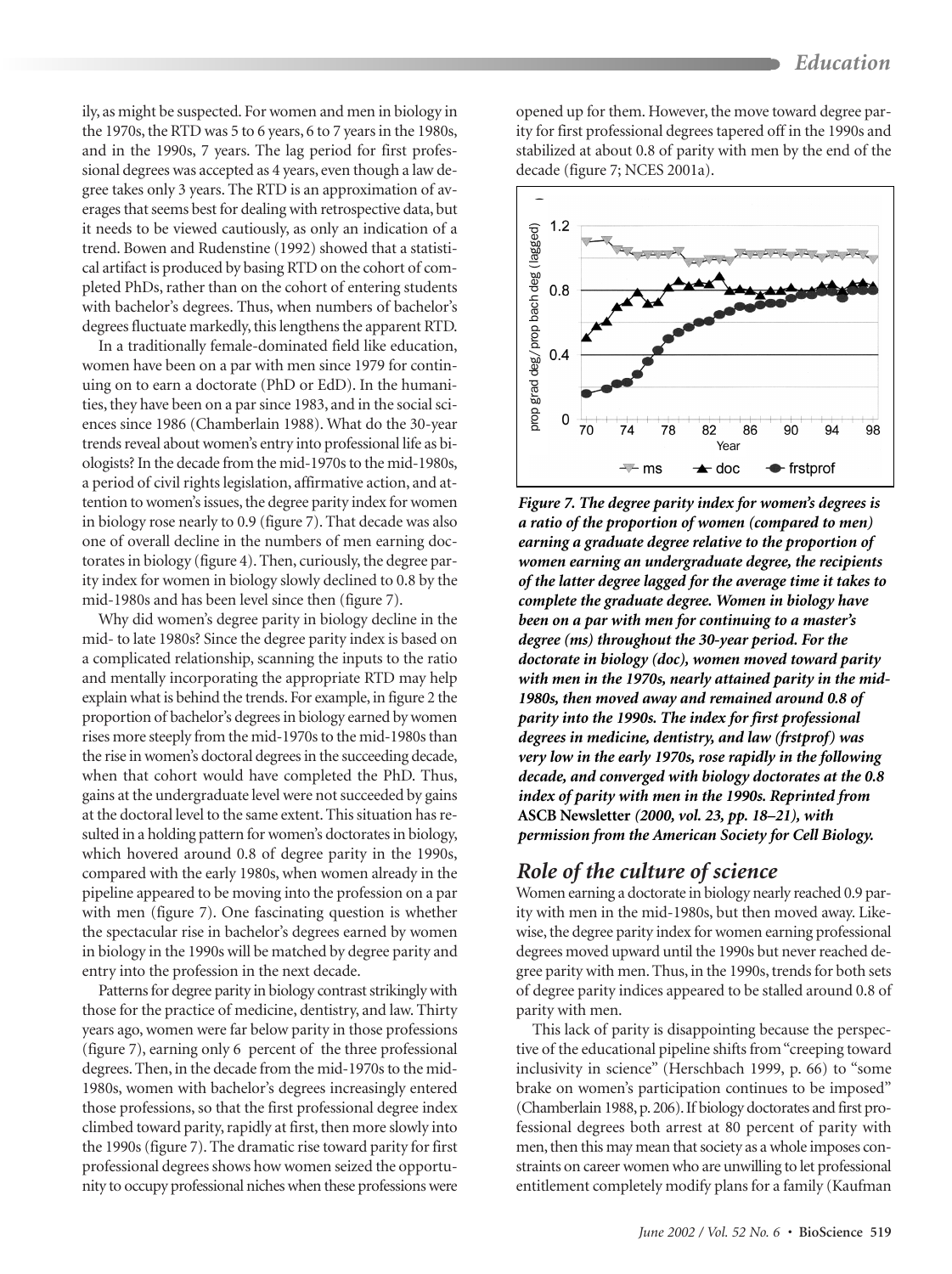ily, as might be suspected. For women and men in biology in the 1970s, the RTD was 5 to 6 years, 6 to 7 years in the 1980s, and in the 1990s, 7 years. The lag period for first professional degrees was accepted as 4 years, even though a law degree takes only 3 years. The RTD is an approximation of averages that seems best for dealing with retrospective data, but it needs to be viewed cautiously, as only an indication of a trend. Bowen and Rudenstine (1992) showed that a statistical artifact is produced by basing RTD on the cohort of completed PhDs, rather than on the cohort of entering students with bachelor's degrees. Thus, when numbers of bachelor's degrees fluctuate markedly, this lengthens the apparent RTD.

In a traditionally female-dominated field like education, women have been on a par with men since 1979 for continuing on to earn a doctorate (PhD or EdD). In the humanities, they have been on a par since 1983, and in the social sciences since 1986 (Chamberlain 1988). What do the 30-year trends reveal about women's entry into professional life as biologists? In the decade from the mid-1970s to the mid-1980s, a period of civil rights legislation, affirmative action, and attention to women's issues, the degree parity index for women in biology rose nearly to 0.9 (figure 7). That decade was also one of overall decline in the numbers of men earning doctorates in biology (figure 4). Then, curiously, the degree parity index for women in biology slowly declined to 0.8 by the mid-1980s and has been level since then (figure 7).

Why did women's degree parity in biology decline in the mid- to late 1980s? Since the degree parity index is based on a complicated relationship, scanning the inputs to the ratio and mentally incorporating the appropriate RTD may help explain what is behind the trends. For example, in figure 2 the proportion of bachelor's degrees in biology earned by women rises more steeply from the mid-1970s to the mid-1980s than the rise in women's doctoral degrees in the succeeding decade, when that cohort would have completed the PhD. Thus, gains at the undergraduate level were not succeeded by gains at the doctoral level to the same extent. This situation has resulted in a holding pattern for women's doctorates in biology, which hovered around 0.8 of degree parity in the 1990s, compared with the early 1980s, when women already in the pipeline appeared to be moving into the profession on a par with men (figure 7). One fascinating question is whether the spectacular rise in bachelor's degrees earned by women in biology in the 1990s will be matched by degree parity and entry into the profession in the next decade.

Patterns for degree parity in biology contrast strikingly with those for the practice of medicine, dentistry, and law. Thirty years ago, women were far below parity in those professions (figure 7), earning only 6 percent of the three professional degrees. Then, in the decade from the mid-1970s to the mid-1980s, women with bachelor's degrees increasingly entered those professions, so that the first professional degree index climbed toward parity, rapidly at first, then more slowly into the 1990s (figure 7). The dramatic rise toward parity for first professional degrees shows how women seized the opportunity to occupy professional niches when these professions were opened up for them. However, the move toward degree parity for first professional degrees tapered off in the 1990s and stabilized at about 0.8 of parity with men by the end of the decade (figure 7; NCES 2001a).

***Figure 7. The degree parity index for women's degrees is a ratio of the proportion of women (compared to men) earning a graduate degree relative to the proportion of women earning an undergraduate degree, the recipients of the latter degree lagged for the average time it takes to complete the graduate degree. Women in biology have been on a par with men for continuing to a master's degree (ms) throughout the 30-year period. For the doctorate in biology (doc), women moved toward parity with men in the 1970s, nearly attained parity in the mid-1980s, then moved away and remained around 0.8 of parity into the 1990s. The index for first professional degrees in medicine, dentistry, and law (frstprof) was very low in the early 1970s, rose rapidly in the following decade, and converged with biology doctorates at the 0.8 index of parity with men in the 1990s. Reprinted from*** **ASCB Newsletter** ***(2000, vol. 23, pp. 18–21), with permission from the American Society for Cell Biology.***

## *Role of the culture of science*

Women earning a doctorate in biology nearly reached 0.9 parity with men in the mid-1980s, but then moved away. Likewise, the degree parity index for women earning professional degrees moved upward until the 1990s but never reached degree parity with men. Thus, in the 1990s, trends for both sets of degree parity indices appeared to be stalled around 0.8 of parity with men.

This lack of parity is disappointing because the perspective of the educational pipeline shifts from "creeping toward inclusivity in science" (Herschbach 1999, p. 66) to "some brake on women's participation continues to be imposed" (Chamberlain 1988, p. 206). If biology doctorates and first professional degrees both arrest at 80 percent of parity with men, then this may mean that society as a whole imposes constraints on career women who are unwilling to let professional entitlement completely modify plans for a family (Kaufman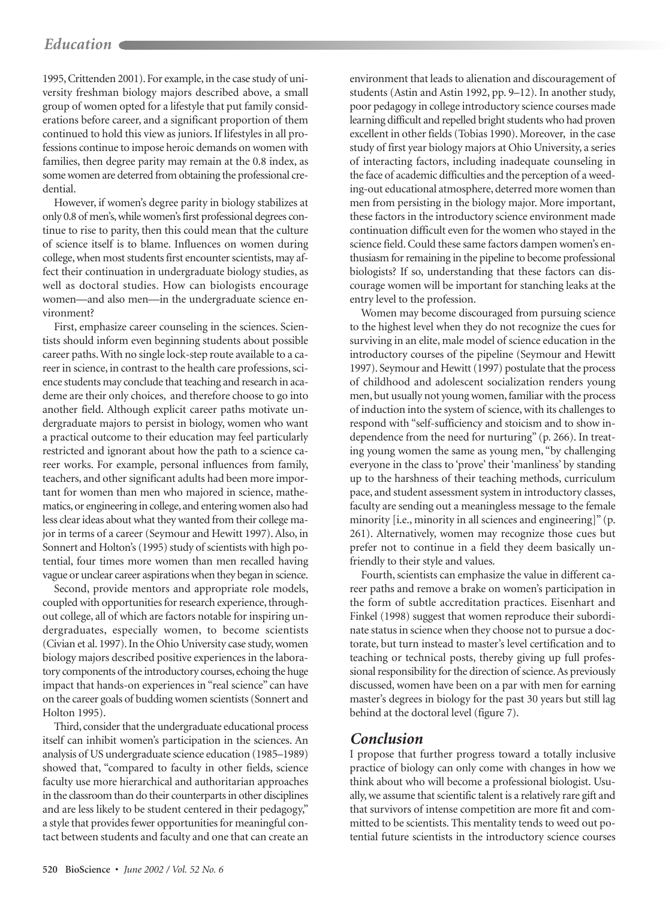1995, Crittenden 2001). For example, in the case study of university freshman biology majors described above, a small group of women opted for a lifestyle that put family considerations before career, and a significant proportion of them continued to hold this view as juniors. If lifestyles in all professions continue to impose heroic demands on women with families, then degree parity may remain at the 0.8 index, as some women are deterred from obtaining the professional credential.

However, if women's degree parity in biology stabilizes at only 0.8 of men's, while women's first professional degrees continue to rise to parity, then this could mean that the culture of science itself is to blame. Influences on women during college, when most students first encounter scientists, may affect their continuation in undergraduate biology studies, as well as doctoral studies. How can biologists encourage women—and also men—in the undergraduate science environment?

First, emphasize career counseling in the sciences. Scientists should inform even beginning students about possible career paths. With no single lock-step route available to a career in science, in contrast to the health care professions, science students may conclude that teaching and research in academe are their only choices, and therefore choose to go into another field. Although explicit career paths motivate undergraduate majors to persist in biology, women who want a practical outcome to their education may feel particularly restricted and ignorant about how the path to a science career works. For example, personal influences from family, teachers, and other significant adults had been more important for women than men who majored in science, mathematics, or engineering in college, and entering women also had less clear ideas about what they wanted from their college major in terms of a career (Seymour and Hewitt 1997). Also, in Sonnert and Holton's (1995) study of scientists with high potential, four times more women than men recalled having vague or unclear career aspirations when they began in science.

Second, provide mentors and appropriate role models, coupled with opportunities for research experience, throughout college, all of which are factors notable for inspiring undergraduates, especially women, to become scientists (Civian et al. 1997). In the Ohio University case study, women biology majors described positive experiences in the laboratory components of the introductory courses, echoing the huge impact that hands-on experiences in "real science" can have on the career goals of budding women scientists (Sonnert and Holton 1995).

Third, consider that the undergraduate educational process itself can inhibit women's participation in the sciences. An analysis of US undergraduate science education (1985–1989) showed that, "compared to faculty in other fields, science faculty use more hierarchical and authoritarian approaches in the classroom than do their counterparts in other disciplines and are less likely to be student centered in their pedagogy," a style that provides fewer opportunities for meaningful contact between students and faculty and one that can create an environment that leads to alienation and discouragement of students (Astin and Astin 1992, pp. 9–12). In another study, poor pedagogy in college introductory science courses made learning difficult and repelled bright students who had proven excellent in other fields (Tobias 1990). Moreover, in the case study of first year biology majors at Ohio University, a series of interacting factors, including inadequate counseling in the face of academic difficulties and the perception of a weeding-out educational atmosphere, deterred more women than men from persisting in the biology major. More important, these factors in the introductory science environment made continuation difficult even for the women who stayed in the science field. Could these same factors dampen women's enthusiasm for remaining in the pipeline to become professional biologists? If so, understanding that these factors can discourage women will be important for stanching leaks at the entry level to the profession.

Women may become discouraged from pursuing science to the highest level when they do not recognize the cues for surviving in an elite, male model of science education in the introductory courses of the pipeline (Seymour and Hewitt 1997). Seymour and Hewitt (1997) postulate that the process of childhood and adolescent socialization renders young men, but usually not young women, familiar with the process of induction into the system of science, with its challenges to respond with "self-sufficiency and stoicism and to show independence from the need for nurturing" (p. 266). In treating young women the same as young men, "by challenging everyone in the class to 'prove' their 'manliness' by standing up to the harshness of their teaching methods, curriculum pace, and student assessment system in introductory classes, faculty are sending out a meaningless message to the female minority [i.e., minority in all sciences and engineering]" (p. 261). Alternatively, women may recognize those cues but prefer not to continue in a field they deem basically unfriendly to their style and values.

Fourth, scientists can emphasize the value in different career paths and remove a brake on women's participation in the form of subtle accreditation practices. Eisenhart and Finkel (1998) suggest that women reproduce their subordinate status in science when they choose not to pursue a doctorate, but turn instead to master's level certification and to teaching or technical posts, thereby giving up full professional responsibility for the direction of science. As previously discussed, women have been on a par with men for earning master's degrees in biology for the past 30 years but still lag behind at the doctoral level (figure 7).

## Conclusion

I propose that further progress toward a totally inclusive practice of biology can only come with changes in how we think about who will become a professional biologist. Usually, we assume that scientific talent is a relatively rare gift and that survivors of intense competition are more fit and committed to be scientists. This mentality tends to weed out potential future scientists in the introductory science courses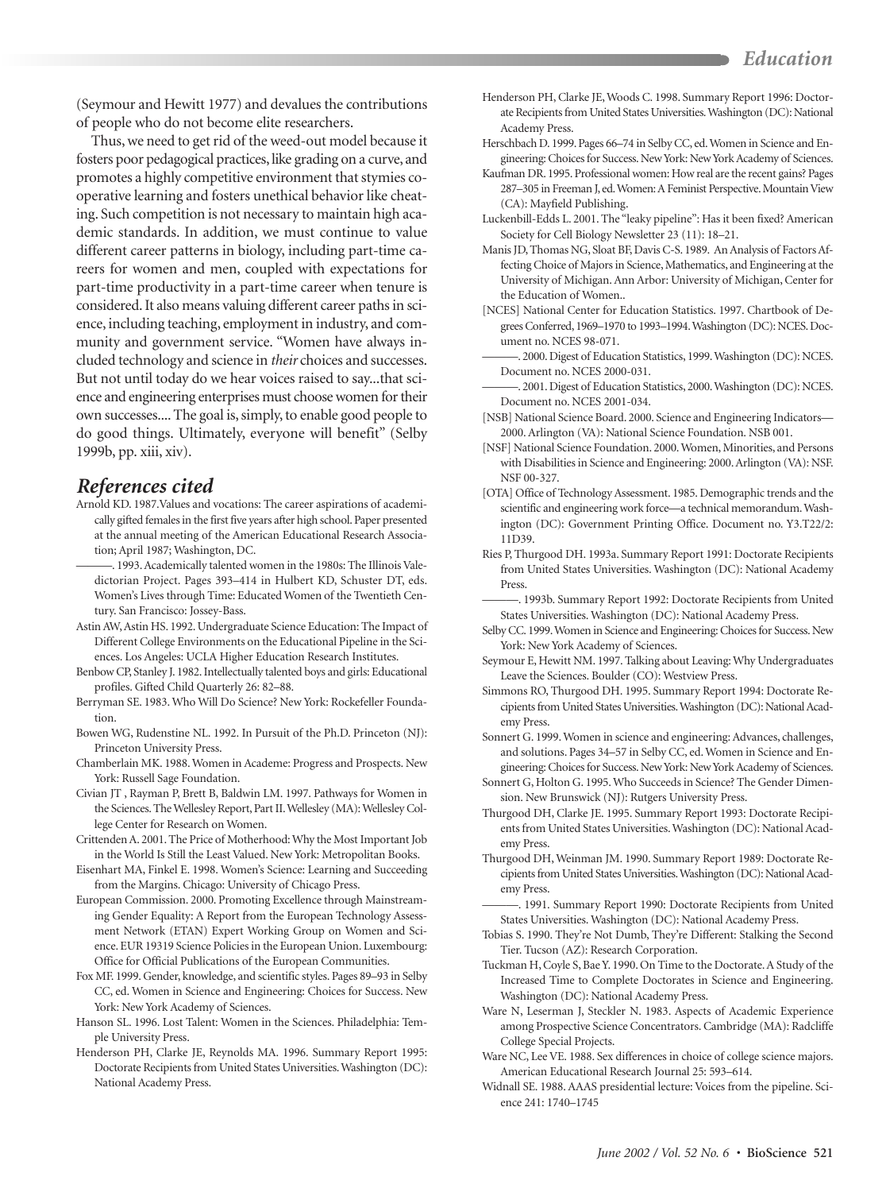(Seymour and Hewitt 1977) and devalues the contributions of people who do not become elite researchers.

Thus, we need to get rid of the weed-out model because it fosters poor pedagogical practices, like grading on a curve, and promotes a highly competitive environment that stymies cooperative learning and fosters unethical behavior like cheating. Such competition is not necessary to maintain high academic standards. In addition, we must continue to value different career patterns in biology, including part-time careers for women and men, coupled with expectations for part-time productivity in a part-time career when tenure is considered. It also means valuing different career paths in science, including teaching, employment in industry, and community and government service. "Women have always included technology and science in *their* choices and successes. But not until today do we hear voices raised to say...that science and engineering enterprises must choose women for their own successes.... The goal is, simply, to enable good people to do good things. Ultimately, everyone will benefit" (Selby 1999b, pp. xiii, xiv).

## References cited

Arnold KD. 1987. Values and vocations: The career aspirations of academically gifted females in the first five years after high school. Paper presented at the annual meeting of the American Educational Research Association; April 1987; Washington, DC.

———. 1993. Academically talented women in the 1980s: The Illinois Valedictorian Project. Pages 393–414 in Hulbert KD, Schuster DT, eds. Women's Lives through Time: Educated Women of the Twentieth Century. San Francisco: Jossey-Bass.

Astin AW, Astin HS. 1992. Undergraduate Science Education: The Impact of Different College Environments on the Educational Pipeline in the Sciences. Los Angeles: UCLA Higher Education Research Institutes.

Benbow CP, Stanley J. 1982. Intellectually talented boys and girls: Educational profiles. Gifted Child Quarterly 26: 82–88.

Berryman SE. 1983. Who Will Do Science? New York: Rockefeller Foundation.

Bowen WG, Rudenstine NL. 1992. In Pursuit of the Ph.D. Princeton (NJ): Princeton University Press.

Chamberlain MK. 1988. Women in Academe: Progress and Prospects. New York: Russell Sage Foundation.

Civian JT , Rayman P, Brett B, Baldwin LM. 1997. Pathways for Women in the Sciences. The Wellesley Report, Part II. Wellesley (MA): Wellesley College Center for Research on Women.

Crittenden A. 2001. The Price of Motherhood: Why the Most Important Job in the World Is Still the Least Valued. New York: Metropolitan Books.

Eisenhart MA, Finkel E. 1998. Women's Science: Learning and Succeeding from the Margins. Chicago: University of Chicago Press.

European Commission. 2000. Promoting Excellence through Mainstreaming Gender Equality: A Report from the European Technology Assessment Network (ETAN) Expert Working Group on Women and Science. EUR 19319 Science Policies in the European Union. Luxembourg: Office for Official Publications of the European Communities.

Fox MF. 1999. Gender, knowledge, and scientific styles. Pages 89–93 in Selby CC, ed. Women in Science and Engineering: Choices for Success. New York: New York Academy of Sciences.

Hanson SL. 1996. Lost Talent: Women in the Sciences. Philadelphia: Temple University Press.

Henderson PH, Clarke JE, Reynolds MA. 1996. Summary Report 1995: Doctorate Recipients from United States Universities. Washington (DC): National Academy Press.

Henderson PH, Clarke JE, Woods C. 1998. Summary Report 1996: Doctorate Recipients from United States Universities. Washington (DC): National Academy Press.

Herschbach D. 1999. Pages 66–74 in Selby CC, ed. Women in Science and Engineering: Choices for Success. New York: New York Academy of Sciences.

Kaufman DR. 1995. Professional women: How real are the recent gains? Pages 287–305 in Freeman J, ed. Women: A Feminist Perspective. Mountain View (CA): Mayfield Publishing.

Luckenbill-Edds L. 2001. The "leaky pipeline": Has it been fixed? American Society for Cell Biology Newsletter 23 (11): 18–21.

Manis JD, Thomas NG, Sloat BF, Davis C-S. 1989. An Analysis of Factors Affecting Choice of Majors in Science, Mathematics, and Engineering at the University of Michigan. Ann Arbor: University of Michigan, Center for the Education of Women..

[NCES] National Center for Education Statistics. 1997. Chartbook of Degrees Conferred, 1969–1970 to 1993–1994. Washington (DC): NCES. Document no. NCES 98-071.

———. 2000. Digest of Education Statistics, 1999. Washington (DC): NCES. Document no. NCES 2000-031.

———. 2001. Digest of Education Statistics, 2000. Washington (DC): NCES. Document no. NCES 2001-034.

[NSB] National Science Board. 2000. Science and Engineering Indicators—2000. Arlington (VA): National Science Foundation. NSB 001.

[NSF] National Science Foundation. 2000. Women, Minorities, and Persons with Disabilities in Science and Engineering: 2000. Arlington (VA): NSF. NSF 00-327.

[OTA] Office of Technology Assessment. 1985. Demographic trends and the scientific and engineering work force—a technical memorandum. Washington (DC): Government Printing Office. Document no. Y3.T22/2: 11D39.

Ries P, Thurgood DH. 1993a. Summary Report 1991: Doctorate Recipients from United States Universities. Washington (DC): National Academy Press.

———. 1993b. Summary Report 1992: Doctorate Recipients from United States Universities. Washington (DC): National Academy Press.

Selby CC. 1999. Women in Science and Engineering: Choices for Success. New York: New York Academy of Sciences.

Seymour E, Hewitt NM. 1997. Talking about Leaving: Why Undergraduates Leave the Sciences. Boulder (CO): Westview Press.

Simmons RO, Thurgood DH. 1995. Summary Report 1994: Doctorate Recipients from United States Universities. Washington (DC): National Academy Press.

Sonnert G. 1999. Women in science and engineering: Advances, challenges, and solutions. Pages 34–57 in Selby CC, ed. Women in Science and Engineering: Choices for Success. New York: New York Academy of Sciences.

Sonnert G, Holton G. 1995. Who Succeeds in Science? The Gender Dimension. New Brunswick (NJ): Rutgers University Press.

Thurgood DH, Clarke JE. 1995. Summary Report 1993: Doctorate Recipients from United States Universities. Washington (DC): National Academy Press.

Thurgood DH, Weinman JM. 1990. Summary Report 1989: Doctorate Recipients from United States Universities. Washington (DC): National Academy Press.

———. 1991. Summary Report 1990: Doctorate Recipients from United States Universities. Washington (DC): National Academy Press.

Tobias S. 1990. They're Not Dumb, They're Different: Stalking the Second Tier. Tucson (AZ): Research Corporation.

Tuckman H, Coyle S, Bae Y. 1990. On Time to the Doctorate. A Study of the Increased Time to Complete Doctorates in Science and Engineering. Washington (DC): National Academy Press.

Ware N, Leserman J, Steckler N. 1983. Aspects of Academic Experience among Prospective Science Concentrators. Cambridge (MA): Radcliffe College Special Projects.

Ware NC, Lee VE. 1988. Sex differences in choice of college science majors. American Educational Research Journal 25: 593–614.

Widnall SE. 1988. AAAS presidential lecture: Voices from the pipeline. Science 241: 1740–1745